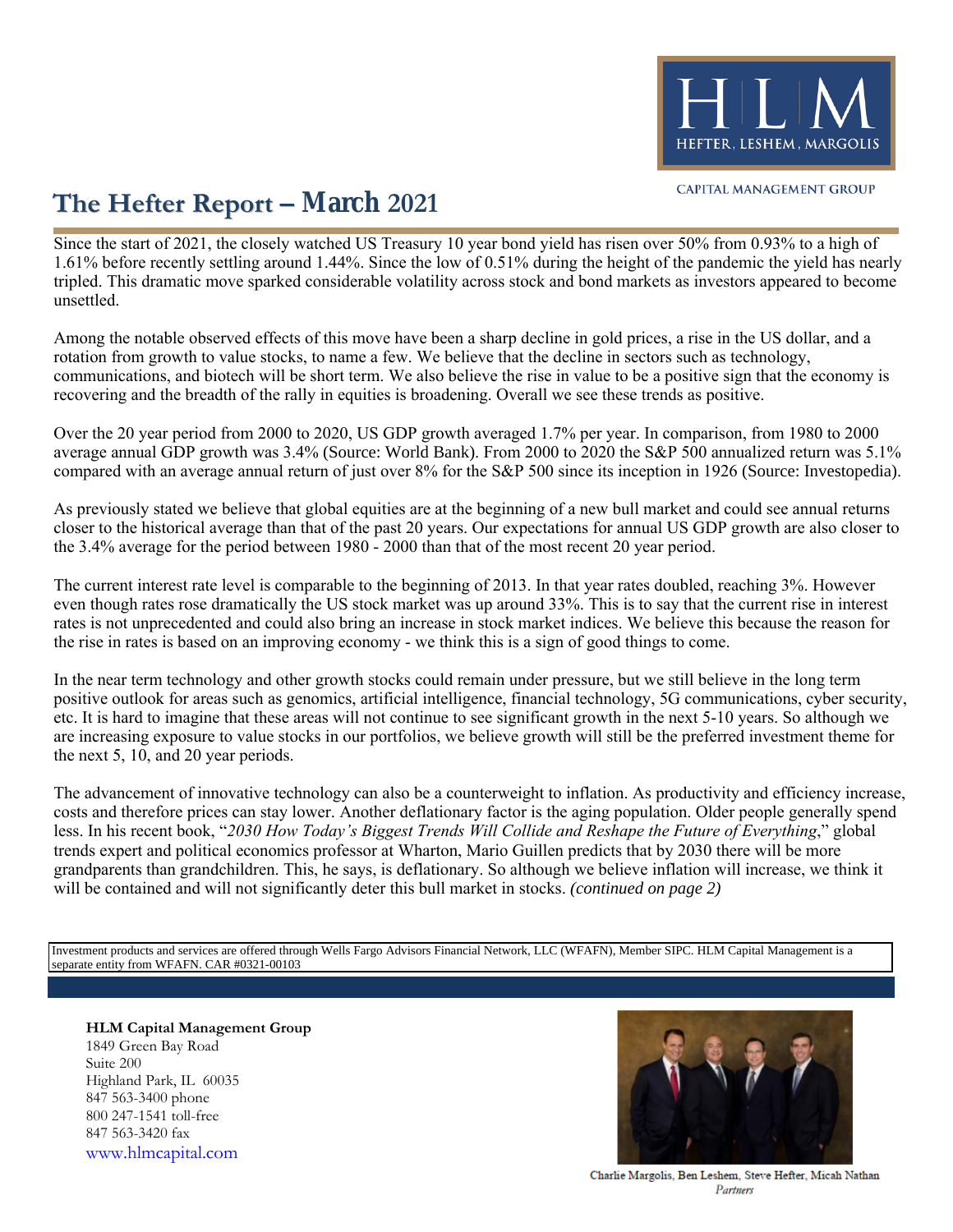HLM
HEFTER, LESHEM, MARGOLIS

CAPITAL MANAGEMENT GROUP

# The Hefter Report – March 2021

Since the start of 2021, the closely watched US Treasury 10 year bond yield has risen over 50% from 0.93% to a high of 1.61% before recently settling around 1.44%. Since the low of 0.51% during the height of the pandemic the yield has nearly tripled. This dramatic move sparked considerable volatility across stock and bond markets as investors appeared to become unsettled.

Among the notable observed effects of this move have been a sharp decline in gold prices, a rise in the US dollar, and a rotation from growth to value stocks, to name a few. We believe that the decline in sectors such as technology, communications, and biotech will be short term. We also believe the rise in value to be a positive sign that the economy is recovering and the breadth of the rally in equities is broadening. Overall we see these trends as positive.

Over the 20 year period from 2000 to 2020, US GDP growth averaged 1.7% per year. In comparison, from 1980 to 2000 average annual GDP growth was 3.4% (Source: World Bank). From 2000 to 2020 the S&P 500 annualized return was 5.1% compared with an average annual return of just over 8% for the S&P 500 since its inception in 1926 (Source: Investopedia).

As previously stated we believe that global equities are at the beginning of a new bull market and could see annual returns closer to the historical average than that of the past 20 years. Our expectations for annual US GDP growth are also closer to the 3.4% average for the period between 1980 - 2000 than that of the most recent 20 year period.

The current interest rate level is comparable to the beginning of 2013. In that year rates doubled, reaching 3%. However even though rates rose dramatically the US stock market was up around 33%. This is to say that the current rise in interest rates is not unprecedented and could also bring an increase in stock market indices. We believe this because the reason for the rise in rates is based on an improving economy - we think this is a sign of good things to come.

In the near term technology and other growth stocks could remain under pressure, but we still believe in the long term positive outlook for areas such as genomics, artificial intelligence, financial technology, 5G communications, cyber security, etc. It is hard to imagine that these areas will not continue to see significant growth in the next 5-10 years. So although we are increasing exposure to value stocks in our portfolios, we believe growth will still be the preferred investment theme for the next 5, 10, and 20 year periods.

The advancement of innovative technology can also be a counterweight to inflation. As productivity and efficiency increase, costs and therefore prices can stay lower. Another deflationary factor is the aging population. Older people generally spend less. In his recent book, "*2030 How Today's Biggest Trends Will Collide and Reshape the Future of Everything*," global trends expert and political economics professor at Wharton, Mario Guillen predicts that by 2030 there will be more grandparents than grandchildren. This, he says, is deflationary. So although we believe inflation will increase, we think it will be contained and will not significantly deter this bull market in stocks. *(continued on page 2)*

Investment products and services are offered through Wells Fargo Advisors Financial Network, LLC (WFAFN), Member SIPC. HLM Capital Management is a separate entity from WFAFN. CAR #0321-00103

**HLM Capital Management Group**
1849 Green Bay Road
Suite 200
Highland Park, IL 60035
847 563-3400 phone
800 247-1541 toll-free
847 563-3420 fax
www.hlmcapital.com

Charlie Margolis, Ben Leshem, Steve Hefter, Micah Nathan
*Partners*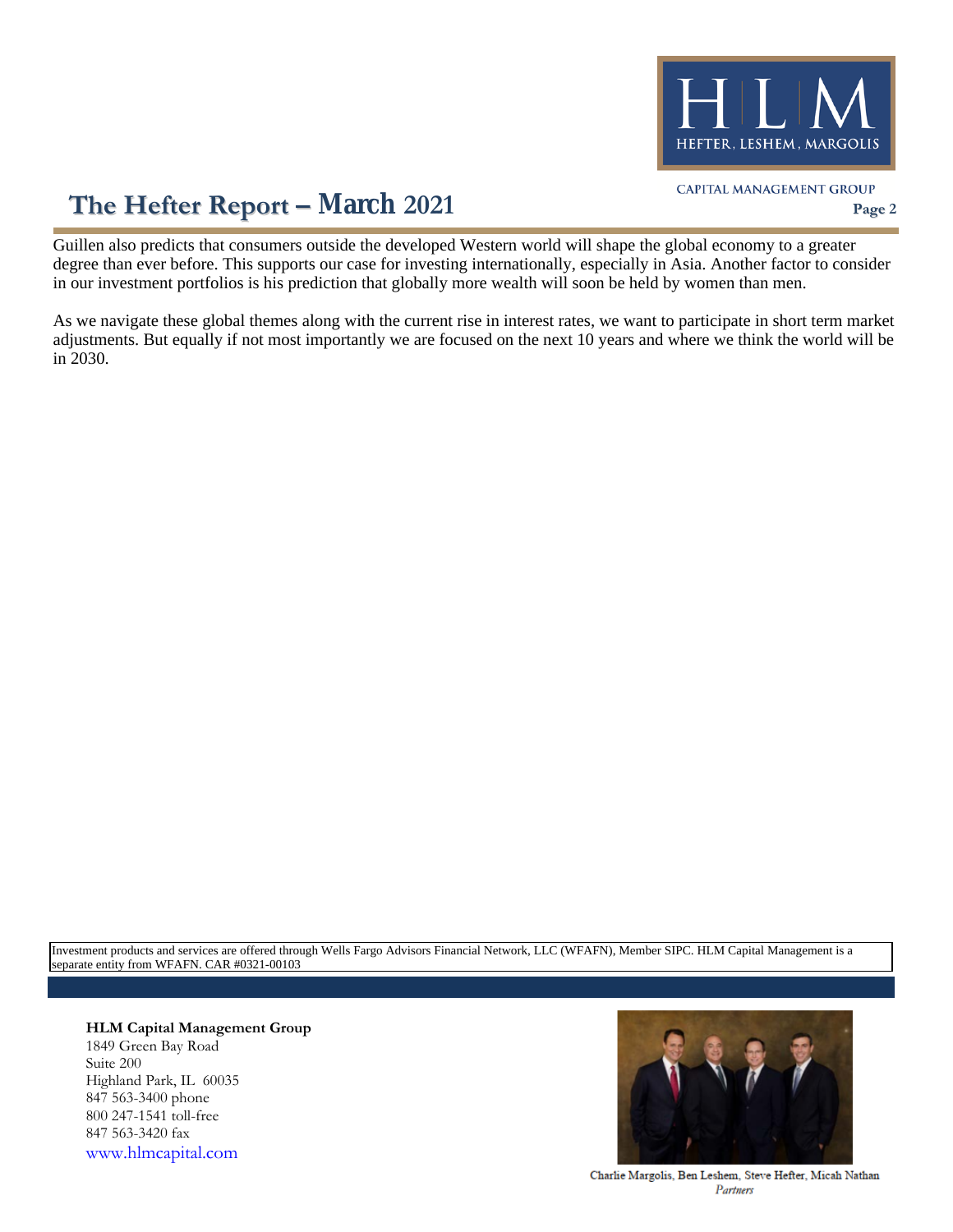Guillen also predicts that consumers outside the developed Western world will shape the global economy to a greater degree than ever before. This supports our case for investing internationally, especially in Asia. Another factor to consider in our investment portfolios is his prediction that globally more wealth will soon be held by women than men.

As we navigate these global themes along with the current rise in interest rates, we want to participate in short term market adjustments. But equally if not most importantly we are focused on the next 10 years and where we think the world will be in 2030.

Investment products and services are offered through Wells Fargo Advisors Financial Network, LLC (WFAFN), Member SIPC. HLM Capital Management is a separate entity from WFAFN. CAR #0321-00103

**HLM Capital Management Group**
1849 Green Bay Road
Suite 200
Highland Park, IL 60035
847 563-3400 phone
800 247-1541 toll-free
847 563-3420 fax
www.hlmcapital.com

Charlie Margolis, Ben Leshem, Steve Hefter, Micah Nathan
*Partners*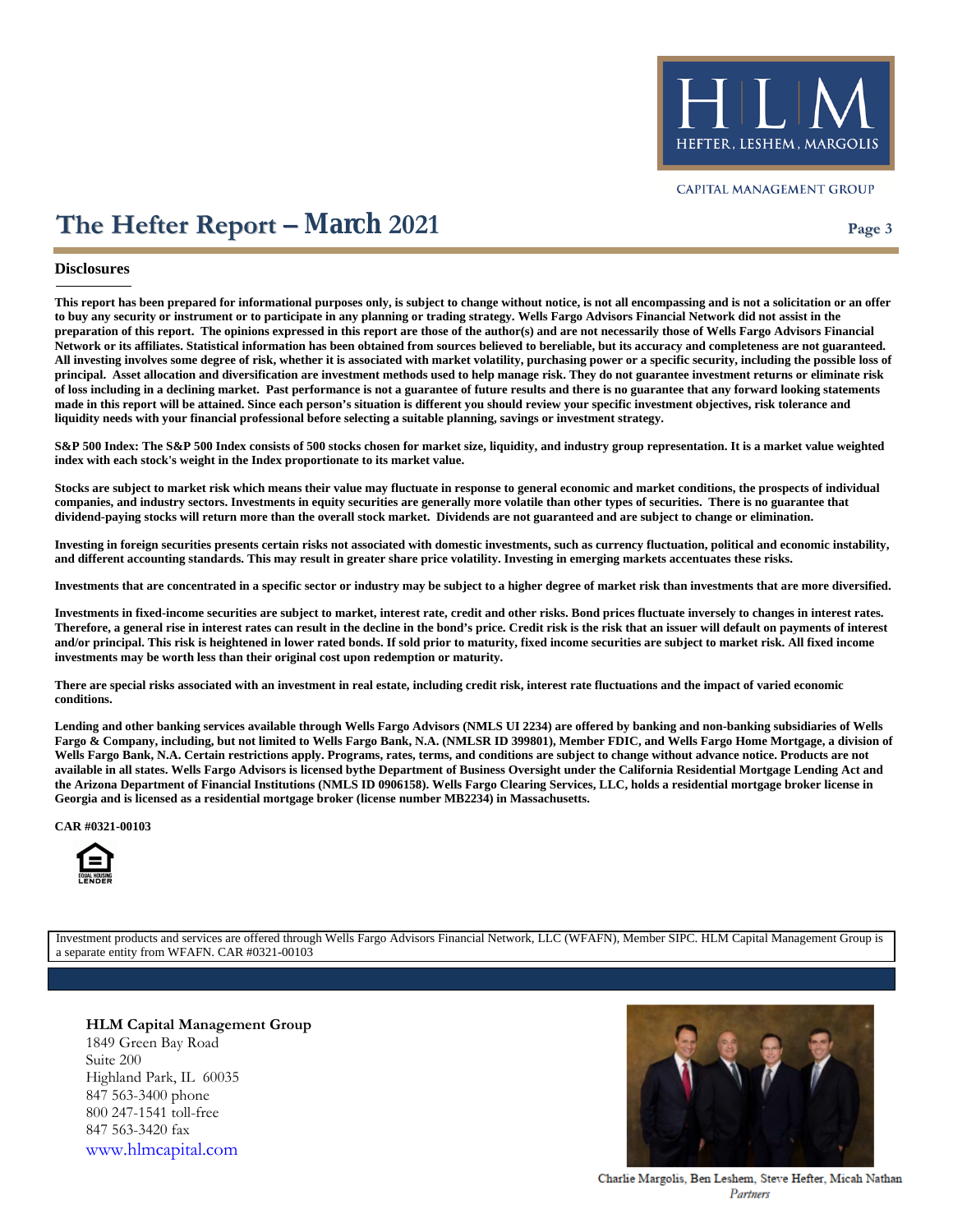## Disclosures

**This report has been prepared for informational purposes only, is subject to change without notice, is not all encompassing and is not a solicitation or an offer to buy any security or instrument or to participate in any planning or trading strategy. Wells Fargo Advisors Financial Network did not assist in the preparation of this report. The opinions expressed in this report are those of the author(s) and are not necessarily those of Wells Fargo Advisors Financial Network or its affiliates. Statistical information has been obtained from sources believed to bereliable, but its accuracy and completeness are not guaranteed. All investing involves some degree of risk, whether it is associated with market volatility, purchasing power or a specific security, including the possible loss of principal. Asset allocation and diversification are investment methods used to help manage risk. They do not guarantee investment returns or eliminate risk of loss including in a declining market. Past performance is not a guarantee of future results and there is no guarantee that any forward looking statements made in this report will be attained. Since each person's situation is different you should review your specific investment objectives, risk tolerance and liquidity needs with your financial professional before selecting a suitable planning, savings or investment strategy.**

**S&P 500 Index: The S&P 500 Index consists of 500 stocks chosen for market size, liquidity, and industry group representation. It is a market value weighted index with each stock's weight in the Index proportionate to its market value.**

**Stocks are subject to market risk which means their value may fluctuate in response to general economic and market conditions, the prospects of individual companies, and industry sectors. Investments in equity securities are generally more volatile than other types of securities. There is no guarantee that dividend-paying stocks will return more than the overall stock market. Dividends are not guaranteed and are subject to change or elimination.**

**Investing in foreign securities presents certain risks not associated with domestic investments, such as currency fluctuation, political and economic instability, and different accounting standards. This may result in greater share price volatility. Investing in emerging markets accentuates these risks.**

**Investments that are concentrated in a specific sector or industry may be subject to a higher degree of market risk than investments that are more diversified.**

**Investments in fixed-income securities are subject to market, interest rate, credit and other risks. Bond prices fluctuate inversely to changes in interest rates. Therefore, a general rise in interest rates can result in the decline in the bond's price. Credit risk is the risk that an issuer will default on payments of interest and/or principal. This risk is heightened in lower rated bonds. If sold prior to maturity, fixed income securities are subject to market risk. All fixed income investments may be worth less than their original cost upon redemption or maturity.**

**There are special risks associated with an investment in real estate, including credit risk, interest rate fluctuations and the impact of varied economic conditions.**

**Lending and other banking services available through Wells Fargo Advisors (NMLS UI 2234) are offered by banking and non-banking subsidiaries of Wells Fargo & Company, including, but not limited to Wells Fargo Bank, N.A. (NMLSR ID 399801), Member FDIC, and Wells Fargo Home Mortgage, a division of Wells Fargo Bank, N.A. Certain restrictions apply. Programs, rates, terms, and conditions are subject to change without advance notice. Products are not available in all states. Wells Fargo Advisors is licensed bythe Department of Business Oversight under the California Residential Mortgage Lending Act and the Arizona Department of Financial Institutions (NMLS ID 0906158). Wells Fargo Clearing Services, LLC, holds a residential mortgage broker license in Georgia and is licensed as a residential mortgage broker (license number MB2234) in Massachusetts.**

**CAR #0321-00103**

EQUAL HOUSING LENDER

Investment products and services are offered through Wells Fargo Advisors Financial Network, LLC (WFAFN), Member SIPC. HLM Capital Management Group is a separate entity from WFAFN. CAR #0321-00103

**HLM Capital Management Group**
1849 Green Bay Road
Suite 200
Highland Park, IL 60035
847 563-3400 phone
800 247-1541 toll-free
847 563-3420 fax
www.hlmcapital.com

Charlie Margolis, Ben Leshem, Steve Hefter, Micah Nathan
*Partners*